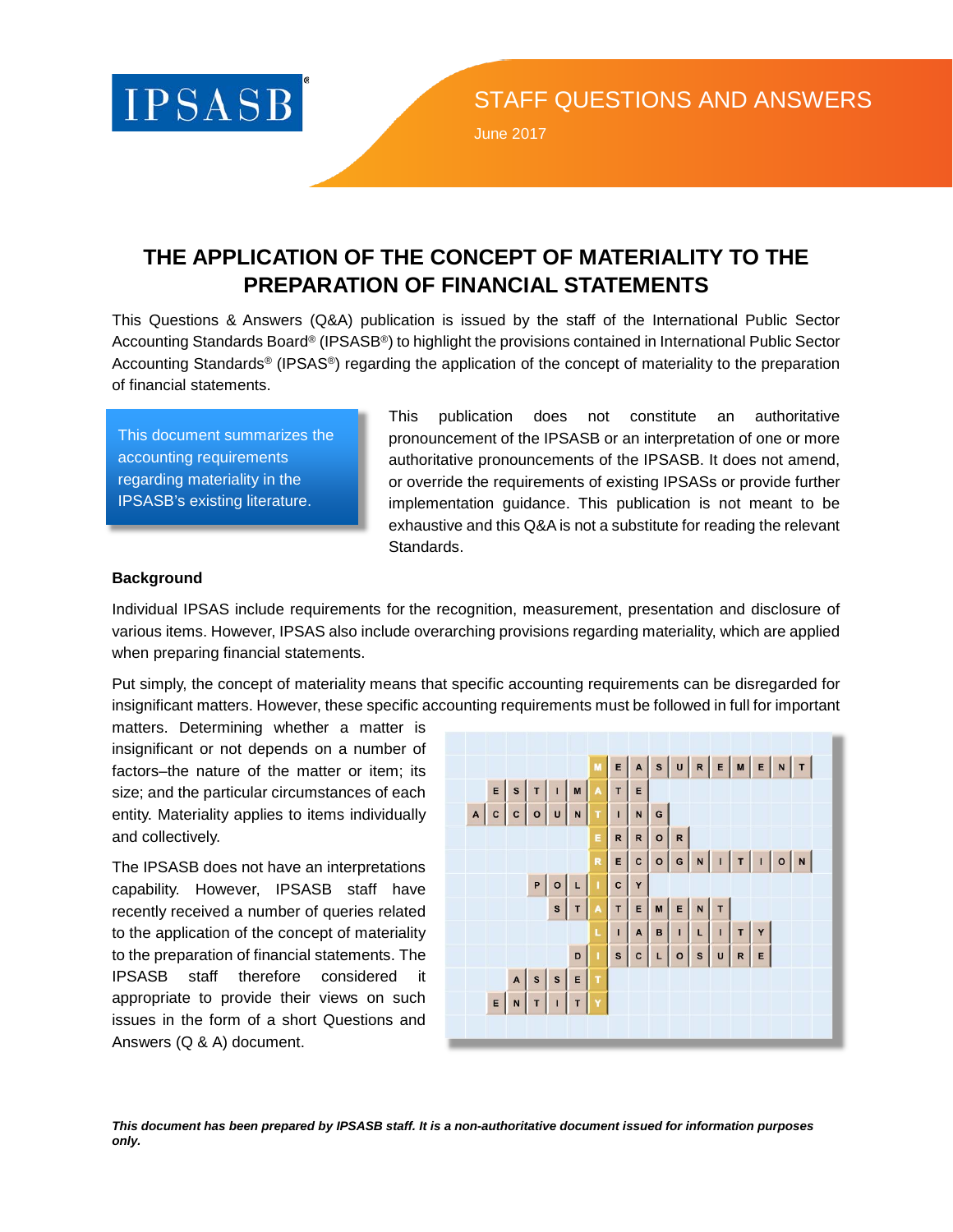IPSASB®

STAFF QUESTIONS AND ANSWERS

June 2017

# THE APPLICATION OF THE CONCEPT OF MATERIALITY TO THE PREPARATION OF FINANCIAL STATEMENTS

This Questions & Answers (Q&A) publication is issued by the staff of the International Public Sector Accounting Standards Board® (IPSASB®) to highlight the provisions contained in International Public Sector Accounting Standards® (IPSAS®) regarding the application of the concept of materiality to the preparation of financial statements.

> This document summarizes the accounting requirements regarding materiality in the IPSASB's existing literature.

This publication does not constitute an authoritative pronouncement of the IPSASB or an interpretation of one or more authoritative pronouncements of the IPSASB. It does not amend, or override the requirements of existing IPSASs or provide further implementation guidance. This publication is not meant to be exhaustive and this Q&A is not a substitute for reading the relevant Standards.

**Background**

Individual IPSAS include requirements for the recognition, measurement, presentation and disclosure of various items. However, IPSAS also include overarching provisions regarding materiality, which are applied when preparing financial statements.

Put simply, the concept of materiality means that specific accounting requirements can be disregarded for insignificant matters. However, these specific accounting requirements must be followed in full for important matters. Determining whether a matter is insignificant or not depends on a number of factors–the nature of the matter or item; its size; and the particular circumstances of each entity. Materiality applies to items individually and collectively.

The IPSASB does not have an interpretations capability. However, IPSASB staff have recently received a number of queries related to the application of the concept of materiality to the preparation of financial statements. The IPSASB staff therefore considered it appropriate to provide their views on such issues in the form of a short Questions and Answers (Q & A) document.

***This document has been prepared by IPSASB staff. It is a non-authoritative document issued for information purposes only.***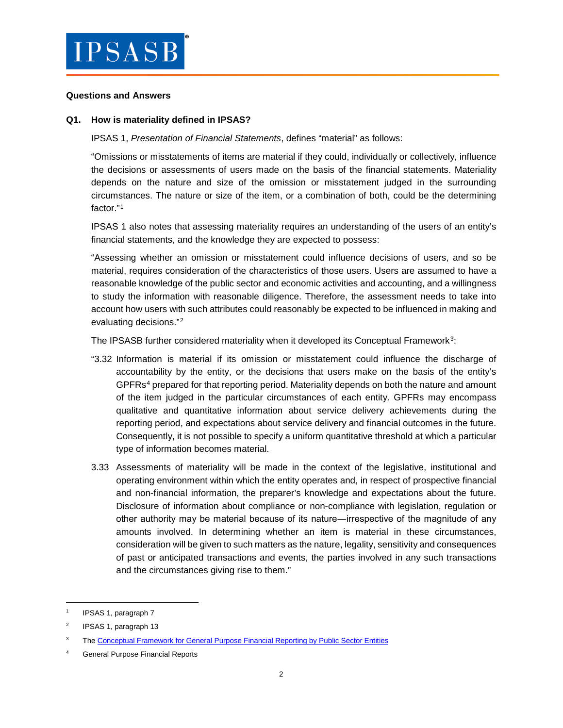## Questions and Answers

### Q1. How is materiality defined in IPSAS?

IPSAS 1, *Presentation of Financial Statements*, defines "material" as follows:

"Omissions or misstatements of items are material if they could, individually or collectively, influence the decisions or assessments of users made on the basis of the financial statements. Materiality depends on the nature and size of the omission or misstatement judged in the surrounding circumstances. The nature or size of the item, or a combination of both, could be the determining factor."[1]

IPSAS 1 also notes that assessing materiality requires an understanding of the users of an entity's financial statements, and the knowledge they are expected to possess:

"Assessing whether an omission or misstatement could influence decisions of users, and so be material, requires consideration of the characteristics of those users. Users are assumed to have a reasonable knowledge of the public sector and economic activities and accounting, and a willingness to study the information with reasonable diligence. Therefore, the assessment needs to take into account how users with such attributes could reasonably be expected to be influenced in making and evaluating decisions."[2]

The IPSASB further considered materiality when it developed its Conceptual Framework[3]:

"3.32 Information is material if its omission or misstatement could influence the discharge of accountability by the entity, or the decisions that users make on the basis of the entity's GPFRs[4] prepared for that reporting period. Materiality depends on both the nature and amount of the item judged in the particular circumstances of each entity. GPFRs may encompass qualitative and quantitative information about service delivery achievements during the reporting period, and expectations about service delivery and financial outcomes in the future. Consequently, it is not possible to specify a uniform quantitative threshold at which a particular type of information becomes material.

3.33 Assessments of materiality will be made in the context of the legislative, institutional and operating environment within which the entity operates and, in respect of prospective financial and non-financial information, the preparer's knowledge and expectations about the future. Disclosure of information about compliance or non-compliance with legislation, regulation or other authority may be material because of its nature—irrespective of the magnitude of any amounts involved. In determining whether an item is material in these circumstances, consideration will be given to such matters as the nature, legality, sensitivity and consequences of past or anticipated transactions and events, the parties involved in any such transactions and the circumstances giving rise to them."

---

[1] IPSAS 1, paragraph 7

[2] IPSAS 1, paragraph 13

[3] The Conceptual Framework for General Purpose Financial Reporting by Public Sector Entities

[4] General Purpose Financial Reports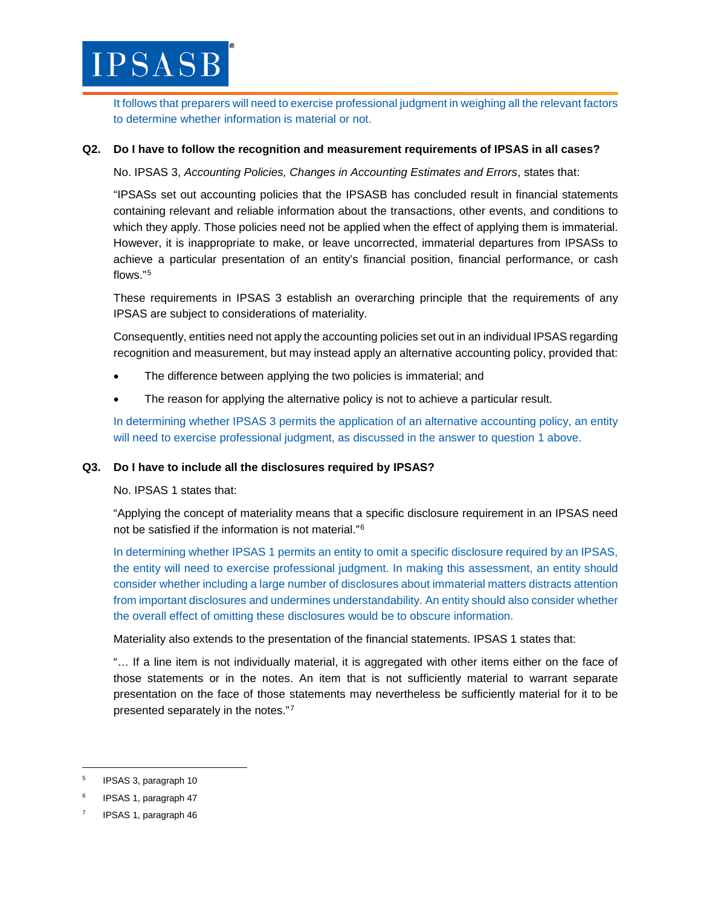It follows that preparers will need to exercise professional judgment in weighing all the relevant factors to determine whether information is material or not.

**Q2. Do I have to follow the recognition and measurement requirements of IPSAS in all cases?**

No. IPSAS 3, *Accounting Policies, Changes in Accounting Estimates and Errors*, states that:

"IPSASs set out accounting policies that the IPSASB has concluded result in financial statements containing relevant and reliable information about the transactions, other events, and conditions to which they apply. Those policies need not be applied when the effect of applying them is immaterial. However, it is inappropriate to make, or leave uncorrected, immaterial departures from IPSASs to achieve a particular presentation of an entity's financial position, financial performance, or cash flows."[5]

These requirements in IPSAS 3 establish an overarching principle that the requirements of any IPSAS are subject to considerations of materiality.

Consequently, entities need not apply the accounting policies set out in an individual IPSAS regarding recognition and measurement, but may instead apply an alternative accounting policy, provided that:

- The difference between applying the two policies is immaterial; and
- The reason for applying the alternative policy is not to achieve a particular result.

In determining whether IPSAS 3 permits the application of an alternative accounting policy, an entity will need to exercise professional judgment, as discussed in the answer to question 1 above.

**Q3. Do I have to include all the disclosures required by IPSAS?**

No. IPSAS 1 states that:

"Applying the concept of materiality means that a specific disclosure requirement in an IPSAS need not be satisfied if the information is not material."[6]

In determining whether IPSAS 1 permits an entity to omit a specific disclosure required by an IPSAS, the entity will need to exercise professional judgment. In making this assessment, an entity should consider whether including a large number of disclosures about immaterial matters distracts attention from important disclosures and undermines understandability. An entity should also consider whether the overall effect of omitting these disclosures would be to obscure information.

Materiality also extends to the presentation of the financial statements. IPSAS 1 states that:

"… If a line item is not individually material, it is aggregated with other items either on the face of those statements or in the notes. An item that is not sufficiently material to warrant separate presentation on the face of those statements may nevertheless be sufficiently material for it to be presented separately in the notes."[7]

---

[5] IPSAS 3, paragraph 10

[6] IPSAS 1, paragraph 47

[7] IPSAS 1, paragraph 46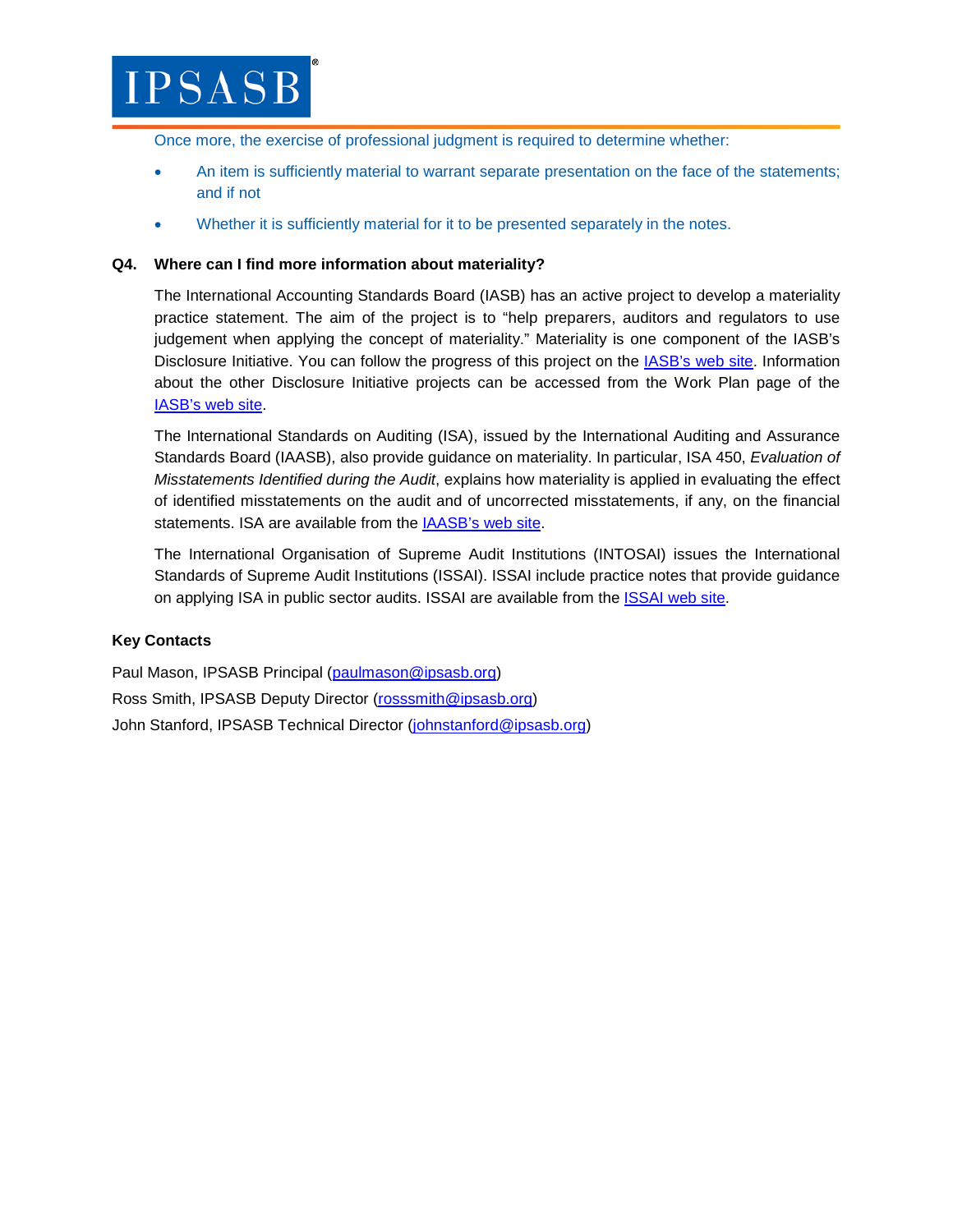Once more, the exercise of professional judgment is required to determine whether:

- An item is sufficiently material to warrant separate presentation on the face of the statements; and if not
- Whether it is sufficiently material for it to be presented separately in the notes.

**Q4. Where can I find more information about materiality?**

The International Accounting Standards Board (IASB) has an active project to develop a materiality practice statement. The aim of the project is to "help preparers, auditors and regulators to use judgement when applying the concept of materiality." Materiality is one component of the IASB's Disclosure Initiative. You can follow the progress of this project on the IASB's web site. Information about the other Disclosure Initiative projects can be accessed from the Work Plan page of the IASB's web site.

The International Standards on Auditing (ISA), issued by the International Auditing and Assurance Standards Board (IAASB), also provide guidance on materiality. In particular, ISA 450, *Evaluation of Misstatements Identified during the Audit*, explains how materiality is applied in evaluating the effect of identified misstatements on the audit and of uncorrected misstatements, if any, on the financial statements. ISA are available from the IAASB's web site.

The International Organisation of Supreme Audit Institutions (INTOSAI) issues the International Standards of Supreme Audit Institutions (ISSAI). ISSAI include practice notes that provide guidance on applying ISA in public sector audits. ISSAI are available from the ISSAI web site.

**Key Contacts**

Paul Mason, IPSASB Principal (paulmason@ipsasb.org)

Ross Smith, IPSASB Deputy Director (rosssmith@ipsasb.org)

John Stanford, IPSASB Technical Director (johnstanford@ipsasb.org)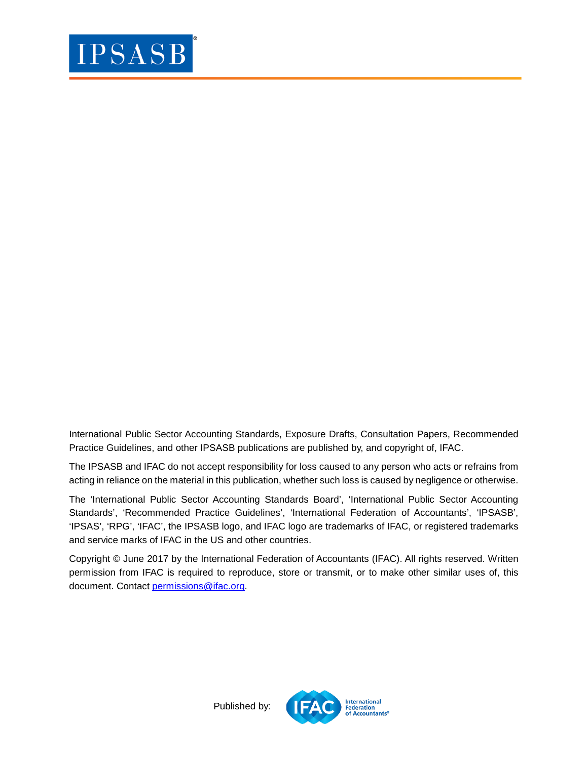International Public Sector Accounting Standards, Exposure Drafts, Consultation Papers, Recommended Practice Guidelines, and other IPSASB publications are published by, and copyright of, IFAC.

The IPSASB and IFAC do not accept responsibility for loss caused to any person who acts or refrains from acting in reliance on the material in this publication, whether such loss is caused by negligence or otherwise.

The 'International Public Sector Accounting Standards Board', 'International Public Sector Accounting Standards', 'Recommended Practice Guidelines', 'International Federation of Accountants', 'IPSASB', 'IPSAS', 'RPG', 'IFAC', the IPSASB logo, and IFAC logo are trademarks of IFAC, or registered trademarks and service marks of IFAC in the US and other countries.

Copyright © June 2017 by the International Federation of Accountants (IFAC). All rights reserved. Written permission from IFAC is required to reproduce, store or transmit, or to make other similar uses of, this document. Contact permissions@ifac.org.

Published by: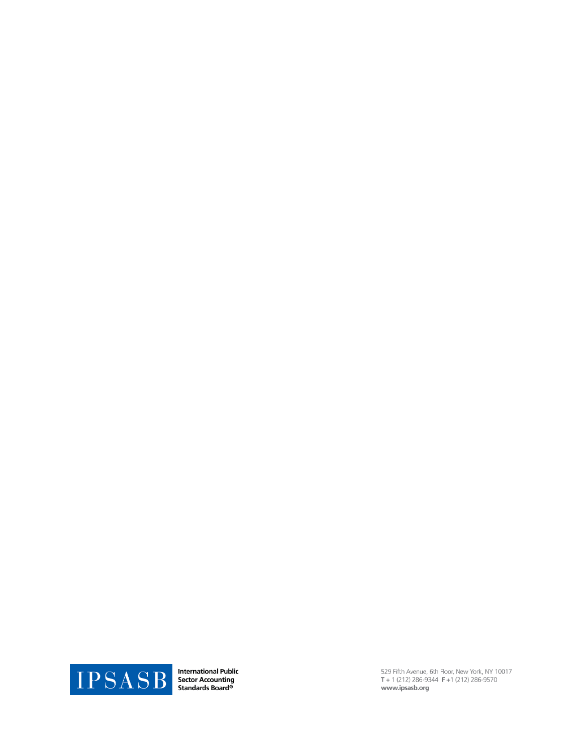IPSASB International Public Sector Accounting Standards Board®

529 Fifth Avenue, 6th Floor, New York, NY 10017
T + 1 (212) 286-9344 F +1 (212) 286-9570
www.ipsasb.org